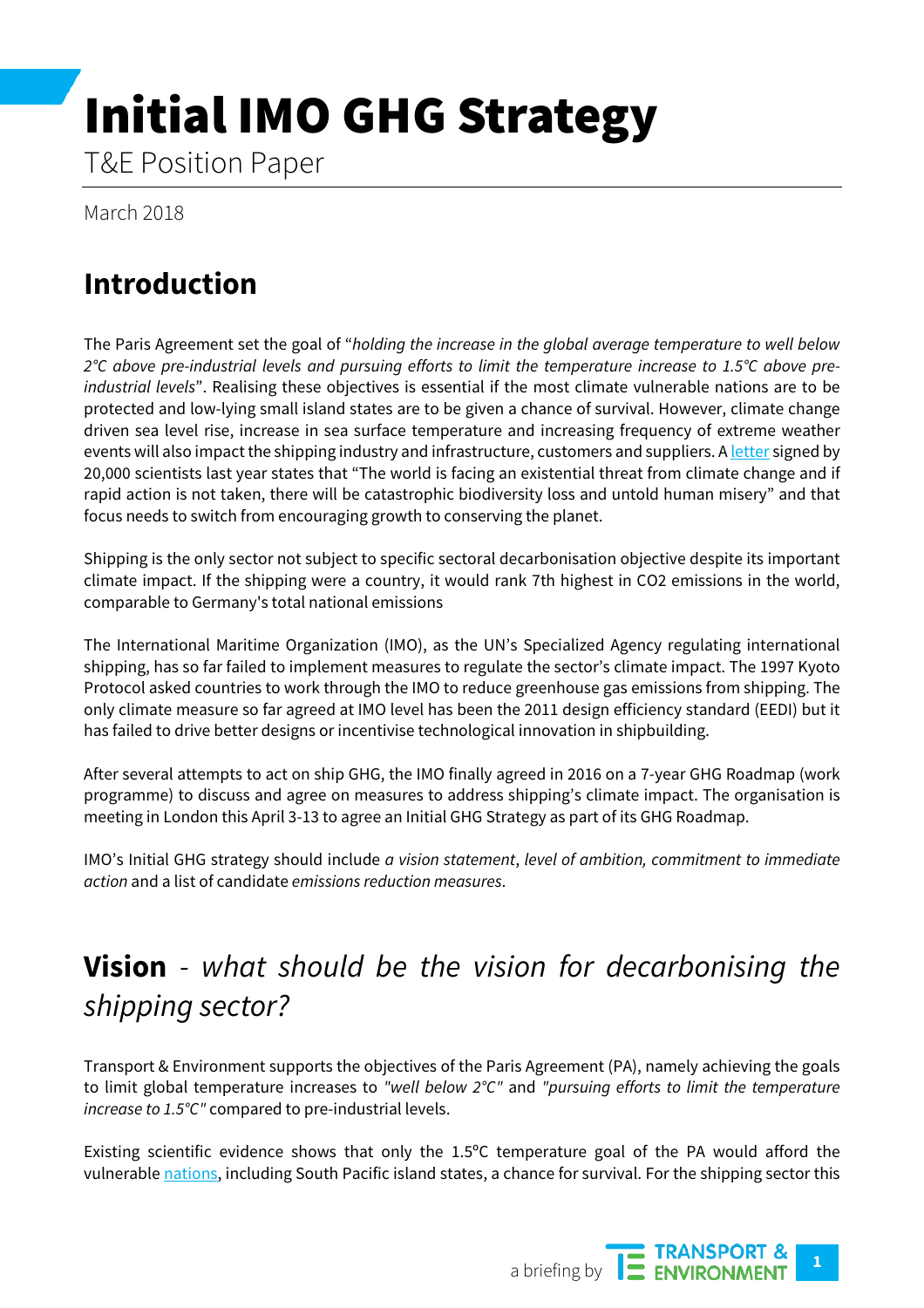# Initial IMO GHG Strategy

T&E Position Paper

March 2018

## Introduction

The Paris Agreement set the goal of "*holding the increase in the global average temperature to well below 2°C above pre-industrial levels and pursuing efforts to limit the temperature increase to 1.5°C above pre-industrial levels*". Realising these objectives is essential if the most climate vulnerable nations are to be protected and low-lying small island states are to be given a chance of survival. However, climate change driven sea level rise, increase in sea surface temperature and increasing frequency of extreme weather events will also impact the shipping industry and infrastructure, customers and suppliers. A letter signed by 20,000 scientists last year states that "The world is facing an existential threat from climate change and if rapid action is not taken, there will be catastrophic biodiversity loss and untold human misery" and that focus needs to switch from encouraging growth to conserving the planet.

Shipping is the only sector not subject to specific sectoral decarbonisation objective despite its important climate impact. If the shipping were a country, it would rank 7th highest in CO2 emissions in the world, comparable to Germany's total national emissions

The International Maritime Organization (IMO), as the UN's Specialized Agency regulating international shipping, has so far failed to implement measures to regulate the sector's climate impact. The 1997 Kyoto Protocol asked countries to work through the IMO to reduce greenhouse gas emissions from shipping. The only climate measure so far agreed at IMO level has been the 2011 design efficiency standard (EEDI) but it has failed to drive better designs or incentivise technological innovation in shipbuilding.

After several attempts to act on ship GHG, the IMO finally agreed in 2016 on a 7-year GHG Roadmap (work programme) to discuss and agree on measures to address shipping's climate impact. The organisation is meeting in London this April 3-13 to agree an Initial GHG Strategy as part of its GHG Roadmap.

IMO's Initial GHG strategy should include *a vision statement*, *level of ambition, commitment to immediate action* and a list of candidate *emissions reduction measures*.

## **Vision** - *what should be the vision for decarbonising the shipping sector?*

Transport & Environment supports the objectives of the Paris Agreement (PA), namely achieving the goals to limit global temperature increases to *"well below 2°C"* and *"pursuing efforts to limit the temperature increase to 1.5°C"* compared to pre-industrial levels.

Existing scientific evidence shows that only the 1.5ºC temperature goal of the PA would afford the vulnerable nations, including South Pacific island states, a chance for survival. For the shipping sector this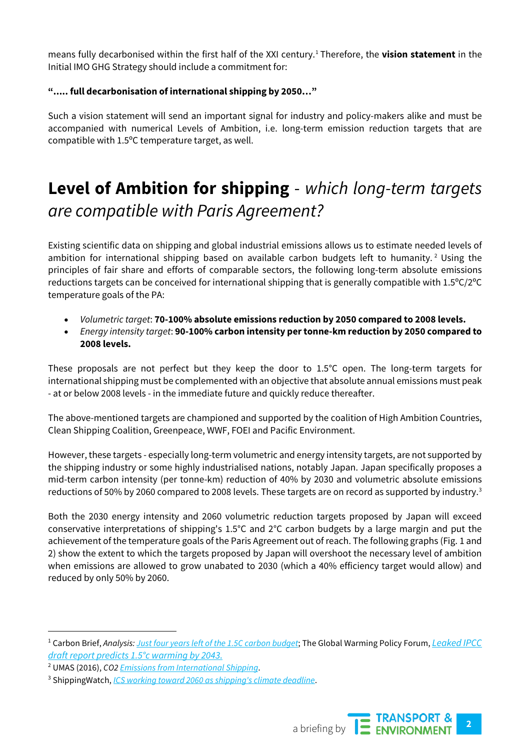means fully decarbonised within the first half of the XXI century.[1] Therefore, the **vision statement** in the Initial IMO GHG Strategy should include a commitment for:

**"..... full decarbonisation of international shipping by 2050…"**

Such a vision statement will send an important signal for industry and policy-makers alike and must be accompanied with numerical Levels of Ambition, i.e. long-term emission reduction targets that are compatible with 1.5ºC temperature target, as well.

## **Level of Ambition for shipping** - *which long-term targets are compatible with Paris Agreement?*

Existing scientific data on shipping and global industrial emissions allows us to estimate needed levels of ambition for international shipping based on available carbon budgets left to humanity.[2] Using the principles of fair share and efforts of comparable sectors, the following long-term absolute emissions reductions targets can be conceived for international shipping that is generally compatible with 1.5ºC/2ºC temperature goals of the PA:

- *Volumetric target*: **70-100% absolute emissions reduction by 2050 compared to 2008 levels.**
- *Energy intensity target*: **90-100% carbon intensity per tonne-km reduction by 2050 compared to 2008 levels.**

These proposals are not perfect but they keep the door to 1.5°C open. The long-term targets for international shipping must be complemented with an objective that absolute annual emissions must peak - at or below 2008 levels - in the immediate future and quickly reduce thereafter.

The above-mentioned targets are championed and supported by the coalition of High Ambition Countries, Clean Shipping Coalition, Greenpeace, WWF, FOEI and Pacific Environment.

However, these targets - especially long-term volumetric and energy intensity targets, are not supported by the shipping industry or some highly industrialised nations, notably Japan. Japan specifically proposes a mid-term carbon intensity (per tonne-km) reduction of 40% by 2030 and volumetric absolute emissions reductions of 50% by 2060 compared to 2008 levels. These targets are on record as supported by industry.[3]

Both the 2030 energy intensity and 2060 volumetric reduction targets proposed by Japan will exceed conservative interpretations of shipping's 1.5°C and 2°C carbon budgets by a large margin and put the achievement of the temperature goals of the Paris Agreement out of reach. The following graphs (Fig. 1 and 2) show the extent to which the targets proposed by Japan will overshoot the necessary level of ambition when emissions are allowed to grow unabated to 2030 (which a 40% efficiency target would allow) and reduced by only 50% by 2060.

---

[1] Carbon Brief, *Analysis: Just four years left of the 1.5C carbon budget*; The Global Warming Policy Forum, *Leaked IPCC draft report predicts 1.5°c warming by 2043.*

[2] UMAS (2016), *CO2 Emissions from International Shipping*.

[3] ShippingWatch, *ICS working toward 2060 as shipping's climate deadline*.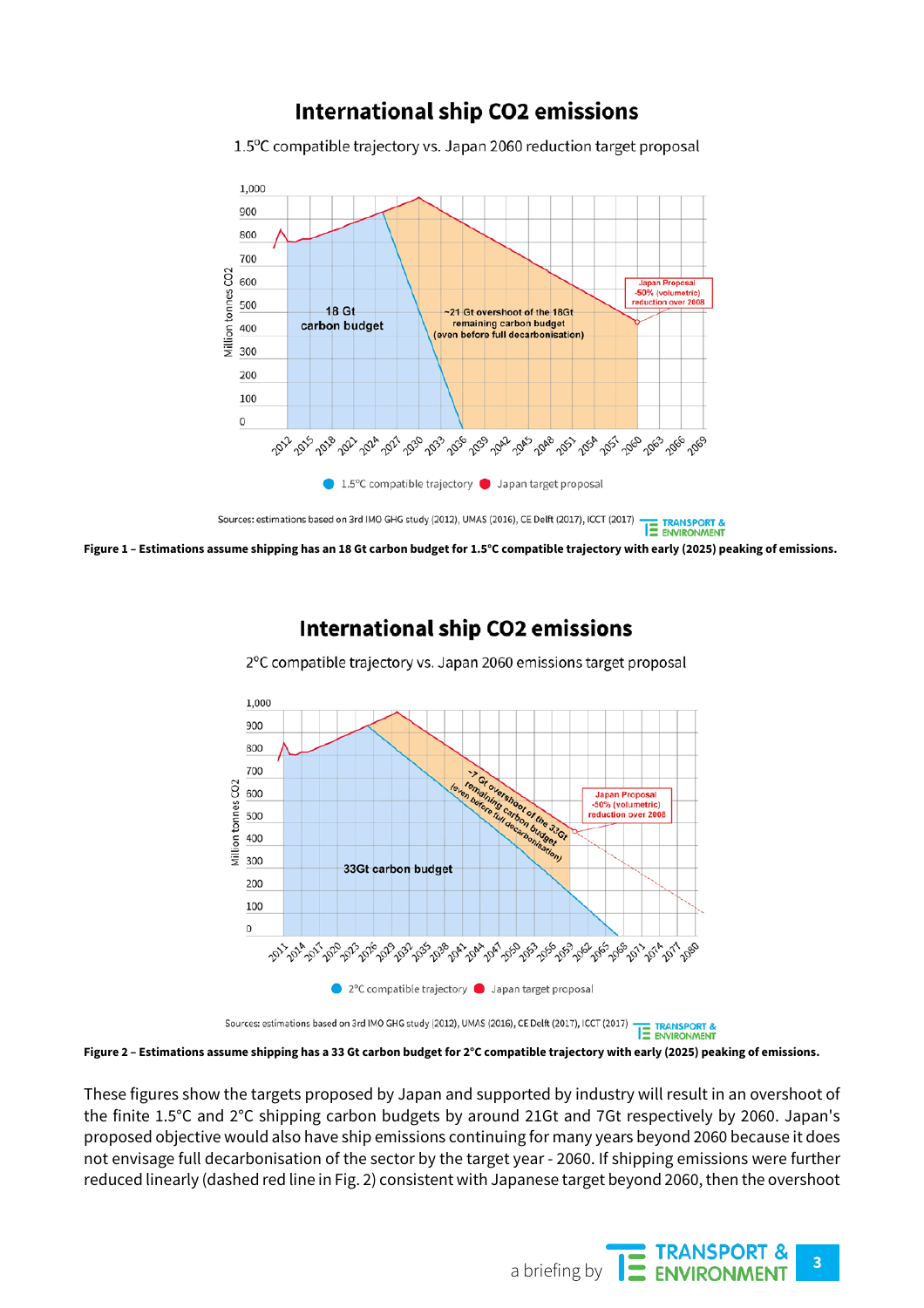## International ship CO2 emissions

1.5°C compatible trajectory vs. Japan 2060 reduction target proposal

Sources: estimations based on 3rd IMO GHG study (2012), UMAS (2016), CE Delft (2017), ICCT (2017)

**Figure 1 – Estimations assume shipping has an 18 Gt carbon budget for 1.5°C compatible trajectory with early (2025) peaking of emissions.**

## International ship CO2 emissions

2°C compatible trajectory vs. Japan 2060 emissions target proposal

Sources: estimations based on 3rd IMO GHG study (2012), UMAS (2016), CE Delft (2017), ICCT (2017)

**Figure 2 – Estimations assume shipping has a 33 Gt carbon budget for 2°C compatible trajectory with early (2025) peaking of emissions.**

These figures show the targets proposed by Japan and supported by industry will result in an overshoot of the finite 1.5°C and 2°C shipping carbon budgets by around 21Gt and 7Gt respectively by 2060. Japan's proposed objective would also have ship emissions continuing for many years beyond 2060 because it does not envisage full decarbonisation of the sector by the target year - 2060. If shipping emissions were further reduced linearly (dashed red line in Fig. 2) consistent with Japanese target beyond 2060, then the overshoot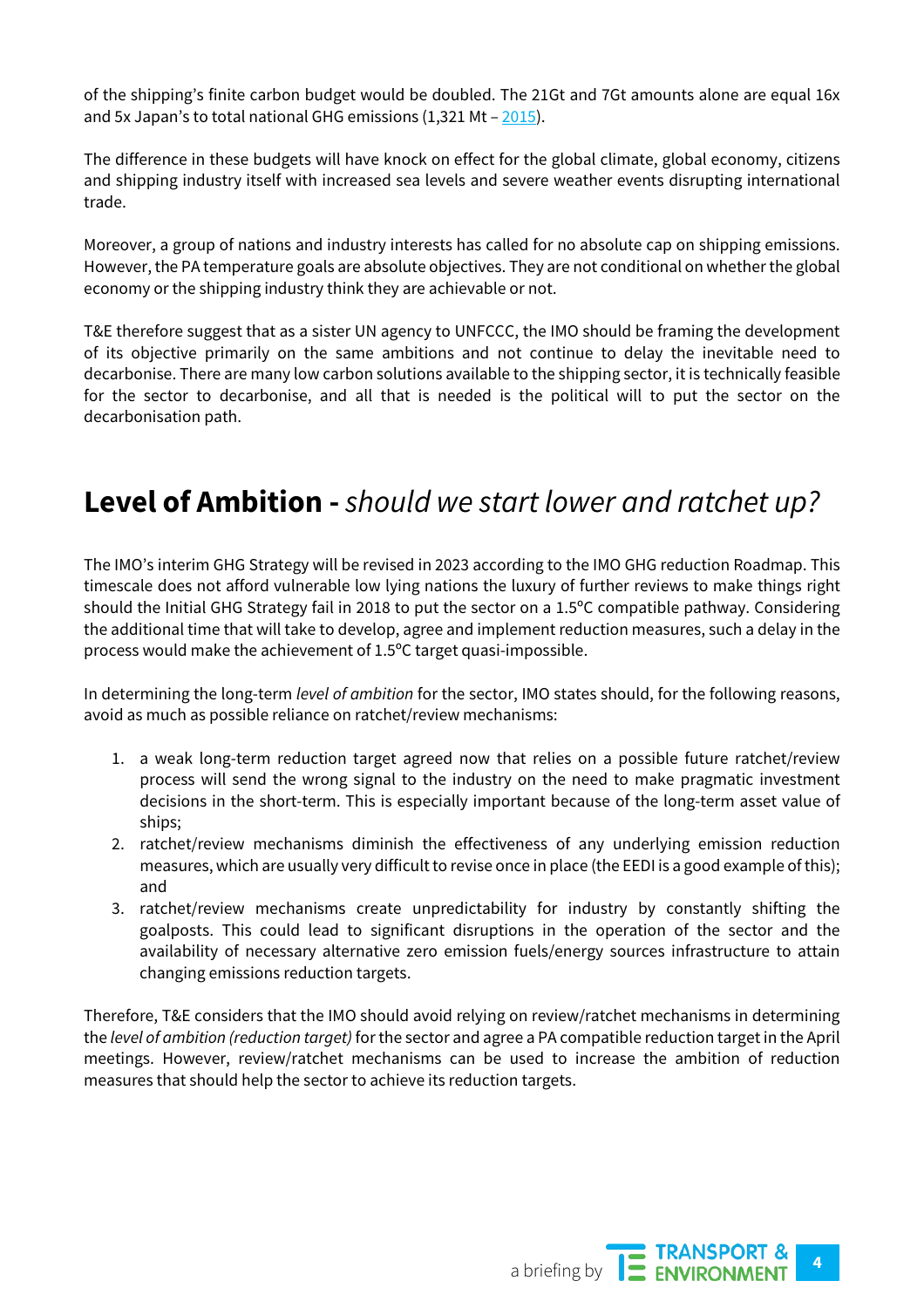of the shipping's finite carbon budget would be doubled. The 21Gt and 7Gt amounts alone are equal 16x and 5x Japan's to total national GHG emissions (1,321 Mt – 2015).

The difference in these budgets will have knock on effect for the global climate, global economy, citizens and shipping industry itself with increased sea levels and severe weather events disrupting international trade.

Moreover, a group of nations and industry interests has called for no absolute cap on shipping emissions. However, the PA temperature goals are absolute objectives. They are not conditional on whether the global economy or the shipping industry think they are achievable or not.

T&E therefore suggest that as a sister UN agency to UNFCCC, the IMO should be framing the development of its objective primarily on the same ambitions and not continue to delay the inevitable need to decarbonise. There are many low carbon solutions available to the shipping sector, it is technically feasible for the sector to decarbonise, and all that is needed is the political will to put the sector on the decarbonisation path.

## Level of Ambition - *should we start lower and ratchet up?*

The IMO's interim GHG Strategy will be revised in 2023 according to the IMO GHG reduction Roadmap. This timescale does not afford vulnerable low lying nations the luxury of further reviews to make things right should the Initial GHG Strategy fail in 2018 to put the sector on a 1.5°C compatible pathway. Considering the additional time that will take to develop, agree and implement reduction measures, such a delay in the process would make the achievement of 1.5°C target quasi-impossible.

In determining the long-term *level of ambition* for the sector, IMO states should, for the following reasons, avoid as much as possible reliance on ratchet/review mechanisms:

1. a weak long-term reduction target agreed now that relies on a possible future ratchet/review process will send the wrong signal to the industry on the need to make pragmatic investment decisions in the short-term. This is especially important because of the long-term asset value of ships;
2. ratchet/review mechanisms diminish the effectiveness of any underlying emission reduction measures, which are usually very difficult to revise once in place (the EEDI is a good example of this); and
3. ratchet/review mechanisms create unpredictability for industry by constantly shifting the goalposts. This could lead to significant disruptions in the operation of the sector and the availability of necessary alternative zero emission fuels/energy sources infrastructure to attain changing emissions reduction targets.

Therefore, T&E considers that the IMO should avoid relying on review/ratchet mechanisms in determining the *level of ambition (reduction target)* for the sector and agree a PA compatible reduction target in the April meetings. However, review/ratchet mechanisms can be used to increase the ambition of reduction measures that should help the sector to achieve its reduction targets.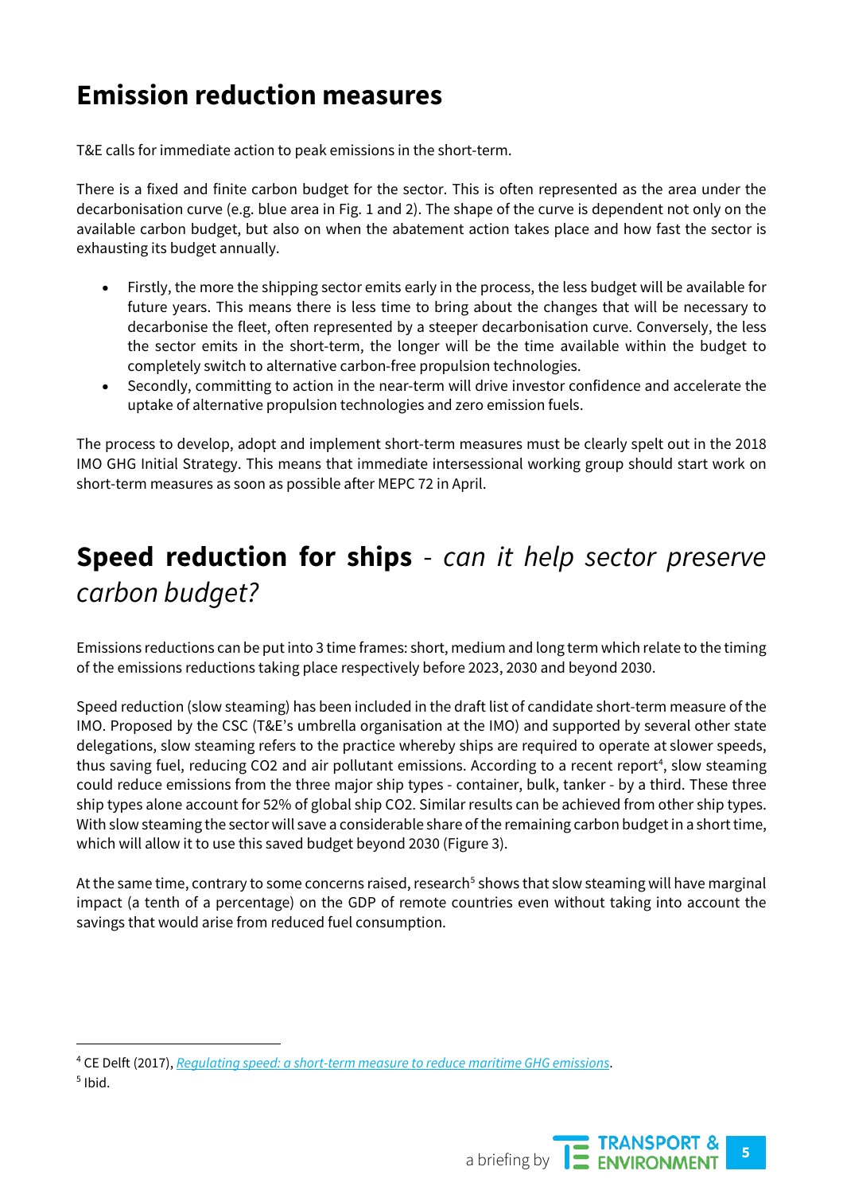## Emission reduction measures

T&E calls for immediate action to peak emissions in the short-term.

There is a fixed and finite carbon budget for the sector. This is often represented as the area under the decarbonisation curve (e.g. blue area in Fig. 1 and 2). The shape of the curve is dependent not only on the available carbon budget, but also on when the abatement action takes place and how fast the sector is exhausting its budget annually.

- Firstly, the more the shipping sector emits early in the process, the less budget will be available for future years. This means there is less time to bring about the changes that will be necessary to decarbonise the fleet, often represented by a steeper decarbonisation curve. Conversely, the less the sector emits in the short-term, the longer will be the time available within the budget to completely switch to alternative carbon-free propulsion technologies.
- Secondly, committing to action in the near-term will drive investor confidence and accelerate the uptake of alternative propulsion technologies and zero emission fuels.

The process to develop, adopt and implement short-term measures must be clearly spelt out in the 2018 IMO GHG Initial Strategy. This means that immediate intersessional working group should start work on short-term measures as soon as possible after MEPC 72 in April.

## **Speed reduction for ships** - *can it help sector preserve carbon budget?*

Emissions reductions can be put into 3 time frames: short, medium and long term which relate to the timing of the emissions reductions taking place respectively before 2023, 2030 and beyond 2030.

Speed reduction (slow steaming) has been included in the draft list of candidate short-term measure of the IMO. Proposed by the CSC (T&E's umbrella organisation at the IMO) and supported by several other state delegations, slow steaming refers to the practice whereby ships are required to operate at slower speeds, thus saving fuel, reducing CO2 and air pollutant emissions. According to a recent report[4], slow steaming could reduce emissions from the three major ship types - container, bulk, tanker - by a third. These three ship types alone account for 52% of global ship CO2. Similar results can be achieved from other ship types. With slow steaming the sector will save a considerable share of the remaining carbon budget in a short time, which will allow it to use this saved budget beyond 2030 (Figure 3).

At the same time, contrary to some concerns raised, research[5] shows that slow steaming will have marginal impact (a tenth of a percentage) on the GDP of remote countries even without taking into account the savings that would arise from reduced fuel consumption.

---

[4] CE Delft (2017), *Regulating speed: a short-term measure to reduce maritime GHG emissions*.

[5] Ibid.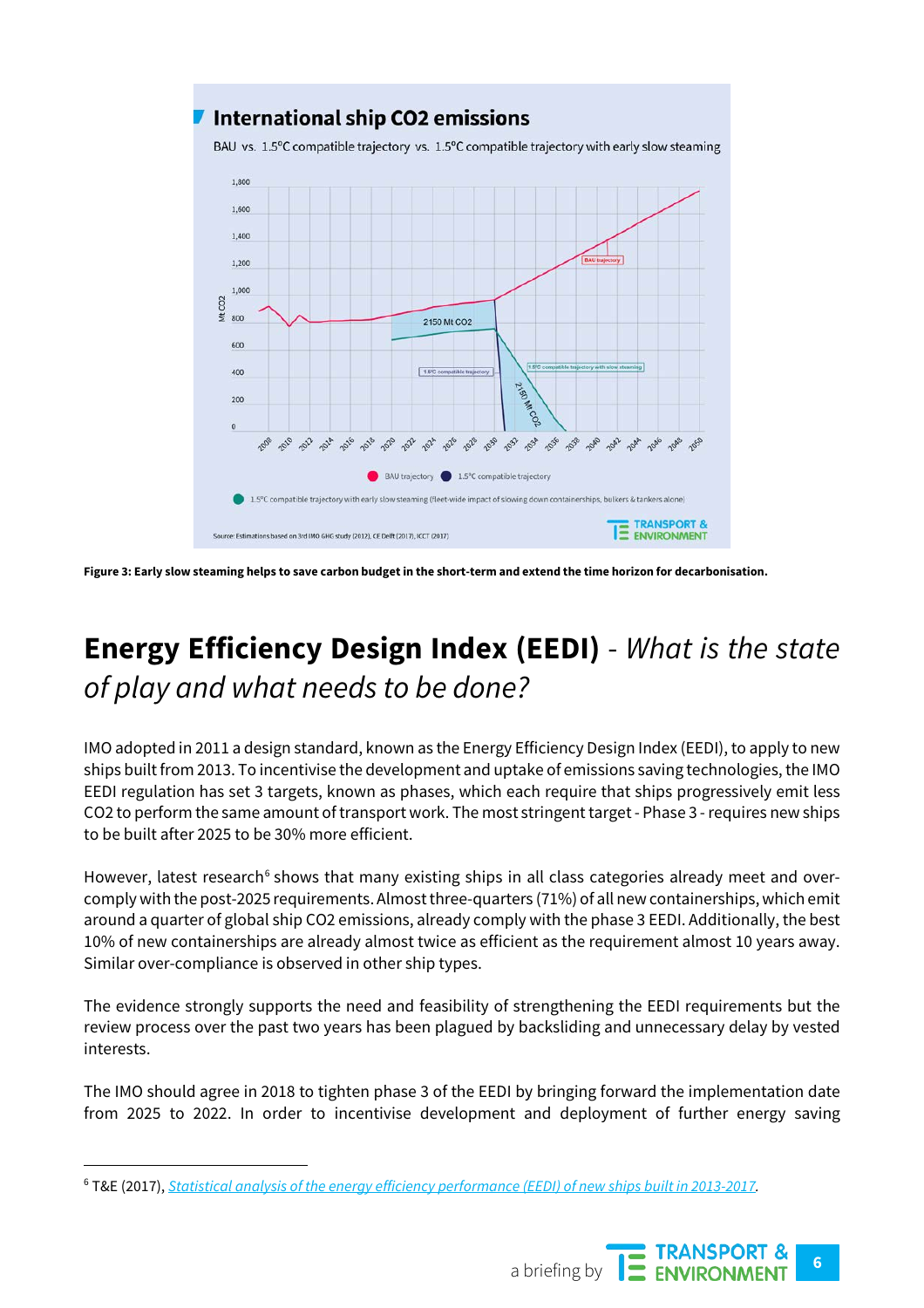Figure 3: Early slow steaming helps to save carbon budget in the short-term and extend the time horizon for decarbonisation.

# Energy Efficiency Design Index (EEDI) - *What is the state of play and what needs to be done?*

IMO adopted in 2011 a design standard, known as the Energy Efficiency Design Index (EEDI), to apply to new ships built from 2013. To incentivise the development and uptake of emissions saving technologies, the IMO EEDI regulation has set 3 targets, known as phases, which each require that ships progressively emit less CO2 to perform the same amount of transport work. The most stringent target - Phase 3 - requires new ships to be built after 2025 to be 30% more efficient.

However, latest research[6] shows that many existing ships in all class categories already meet and over-comply with the post-2025 requirements. Almost three-quarters (71%) of all new containerships, which emit around a quarter of global ship CO2 emissions, already comply with the phase 3 EEDI. Additionally, the best 10% of new containerships are already almost twice as efficient as the requirement almost 10 years away. Similar over-compliance is observed in other ship types.

The evidence strongly supports the need and feasibility of strengthening the EEDI requirements but the review process over the past two years has been plagued by backsliding and unnecessary delay by vested interests.

The IMO should agree in 2018 to tighten phase 3 of the EEDI by bringing forward the implementation date from 2025 to 2022. In order to incentivise development and deployment of further energy saving

[6] T&E (2017), *Statistical analysis of the energy efficiency performance (EEDI) of new ships built in 2013-2017.*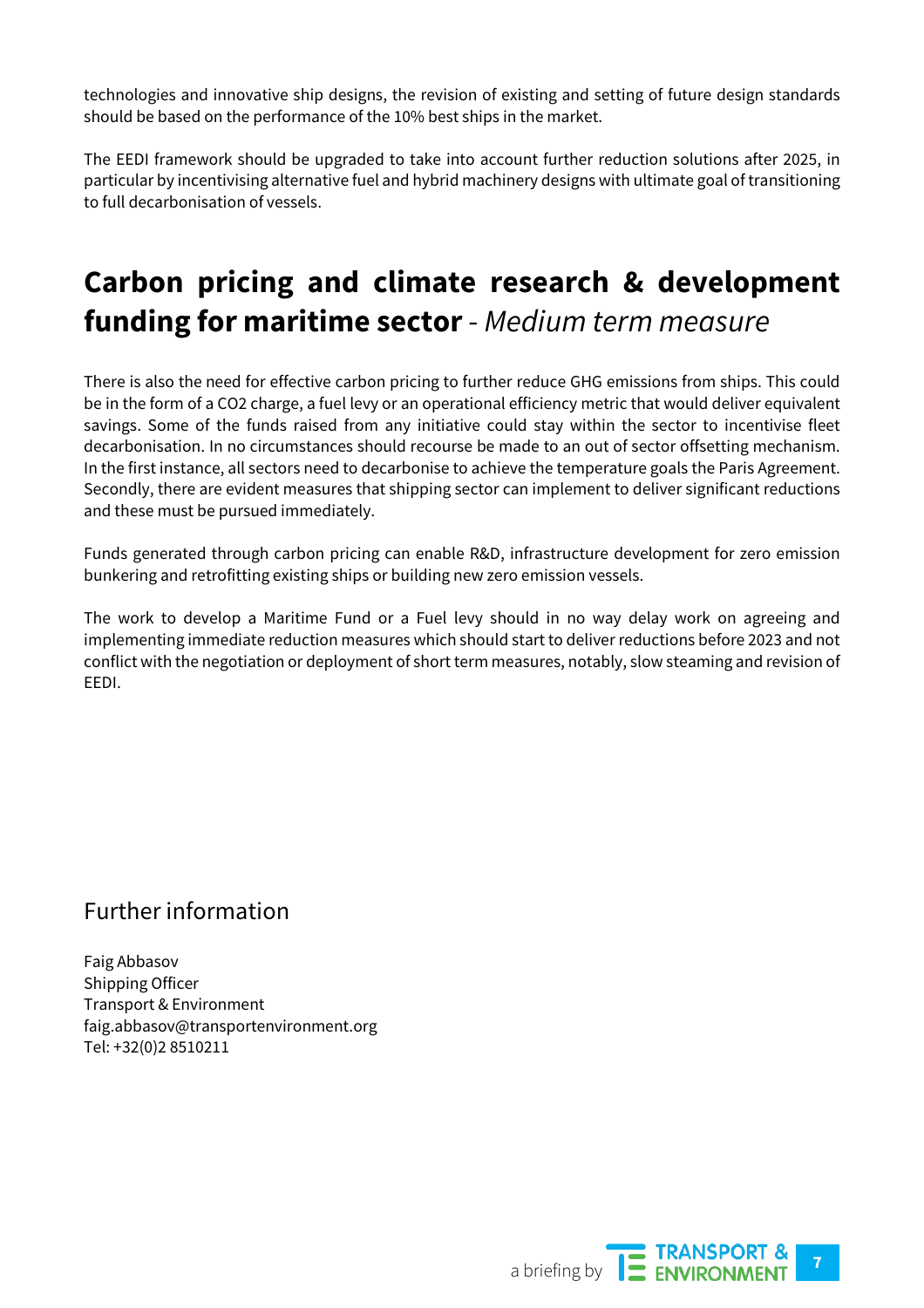technologies and innovative ship designs, the revision of existing and setting of future design standards should be based on the performance of the 10% best ships in the market.

The EEDI framework should be upgraded to take into account further reduction solutions after 2025, in particular by incentivising alternative fuel and hybrid machinery designs with ultimate goal of transitioning to full decarbonisation of vessels.

## **Carbon pricing and climate research & development funding for maritime sector** - *Medium term measure*

There is also the need for effective carbon pricing to further reduce GHG emissions from ships. This could be in the form of a $CO_2$ charge, a fuel levy or an operational efficiency metric that would deliver equivalent savings. Some of the funds raised from any initiative could stay within the sector to incentivise fleet decarbonisation. In no circumstances should recourse be made to an out of sector offsetting mechanism. In the first instance, all sectors need to decarbonise to achieve the temperature goals the Paris Agreement. Secondly, there are evident measures that shipping sector can implement to deliver significant reductions and these must be pursued immediately.

Funds generated through carbon pricing can enable R&D, infrastructure development for zero emission bunkering and retrofitting existing ships or building new zero emission vessels.

The work to develop a Maritime Fund or a Fuel levy should in no way delay work on agreeing and implementing immediate reduction measures which should start to deliver reductions before 2023 and not conflict with the negotiation or deployment of short term measures, notably, slow steaming and revision of EEDI.

## Further information

Faig Abbasov
Shipping Officer
Transport & Environment
faig.abbasov@transportenvironment.org
Tel: +32(0)2 8510211